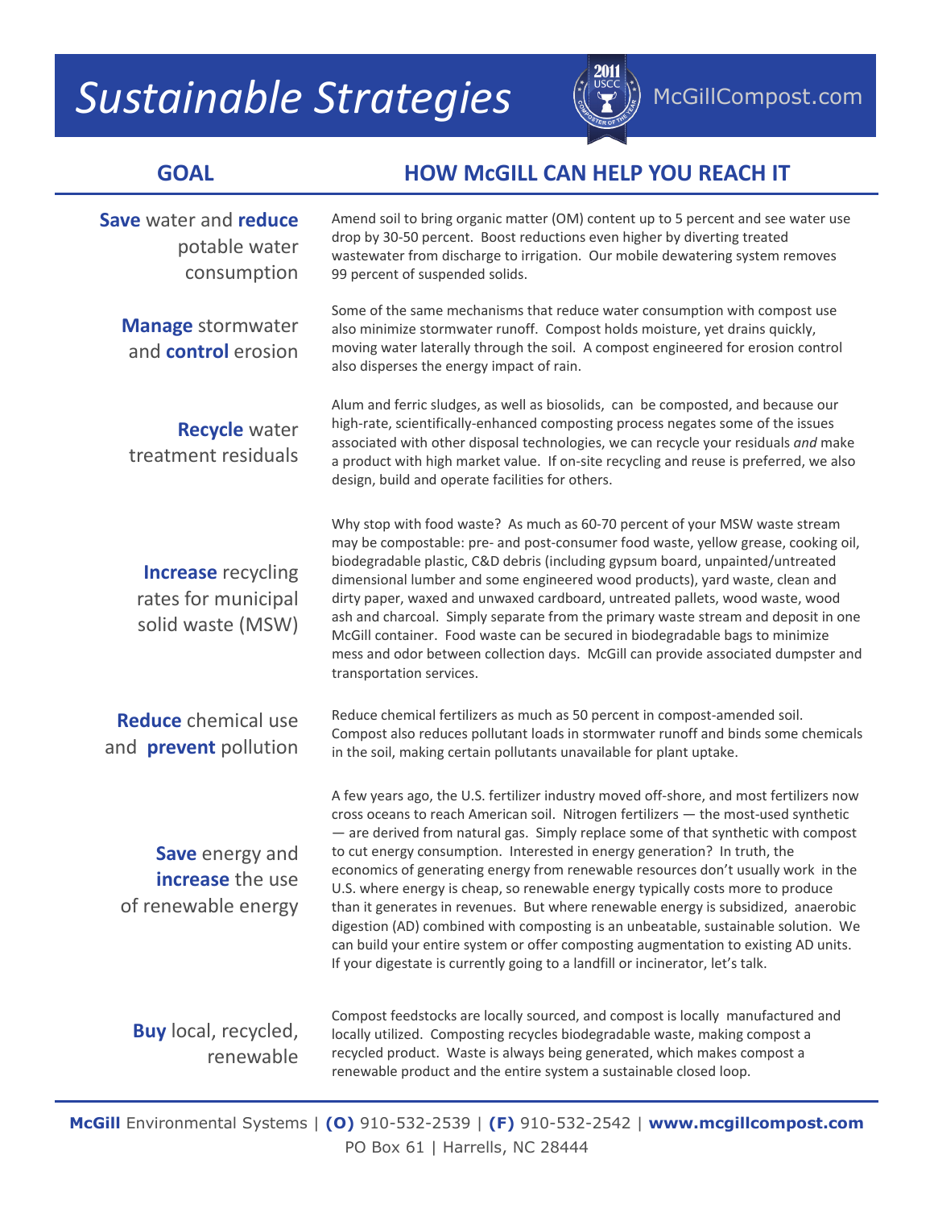# *Sustainable Strategies*

McGillCompost.com

| GOAL | HOW McGILL CAN HELP YOU REACH IT |
|---|---|
| **Save** water and **reduce** potable water consumption | Amend soil to bring organic matter (OM) content up to 5 percent and see water use drop by 30-50 percent. Boost reductions even higher by diverting treated wastewater from discharge to irrigation. Our mobile dewatering system removes 99 percent of suspended solids. |
| **Manage** stormwater and **control** erosion | Some of the same mechanisms that reduce water consumption with compost use also minimize stormwater runoff. Compost holds moisture, yet drains quickly, moving water laterally through the soil. A compost engineered for erosion control also disperses the energy impact of rain. |
| **Recycle** water treatment residuals | Alum and ferric sludges, as well as biosolids, can be composted, and because our high-rate, scientifically-enhanced composting process negates some of the issues associated with other disposal technologies, we can recycle your residuals *and* make a product with high market value. If on-site recycling and reuse is preferred, we also design, build and operate facilities for others. |
| **Increase** recycling rates for municipal solid waste (MSW) | Why stop with food waste? As much as 60-70 percent of your MSW waste stream may be compostable: pre- and post-consumer food waste, yellow grease, cooking oil, biodegradable plastic, C&D debris (including gypsum board, unpainted/untreated dimensional lumber and some engineered wood products), yard waste, clean and dirty paper, waxed and unwaxed cardboard, untreated pallets, wood waste, wood ash and charcoal. Simply separate from the primary waste stream and deposit in one McGill container. Food waste can be secured in biodegradable bags to minimize mess and odor between collection days. McGill can provide associated dumpster and transportation services. |
| **Reduce** chemical use and **prevent** pollution | Reduce chemical fertilizers as much as 50 percent in compost-amended soil. Compost also reduces pollutant loads in stormwater runoff and binds some chemicals in the soil, making certain pollutants unavailable for plant uptake. |
| **Save** energy and **increase** the use of renewable energy | A few years ago, the U.S. fertilizer industry moved off-shore, and most fertilizers now cross oceans to reach American soil. Nitrogen fertilizers — the most-used synthetic — are derived from natural gas. Simply replace some of that synthetic with compost to cut energy consumption. Interested in energy generation? In truth, the economics of generating energy from renewable resources don't usually work in the U.S. where energy is cheap, so renewable energy typically costs more to produce than it generates in revenues. But where renewable energy is subsidized, anaerobic digestion (AD) combined with composting is an unbeatable, sustainable solution. We can build your entire system or offer composting augmentation to existing AD units. If your digestate is currently going to a landfill or incinerator, let's talk. |
| **Buy** local, recycled, renewable | Compost feedstocks are locally sourced, and compost is locally manufactured and locally utilized. Composting recycles biodegradable waste, making compost a recycled product. Waste is always being generated, which makes compost a renewable product and the entire system a sustainable closed loop. |

**McGill** Environmental Systems | **(O)** 910-532-2539 | **(F)** 910-532-2542 | **www.mcgillcompost.com**
PO Box 61 | Harrells, NC 28444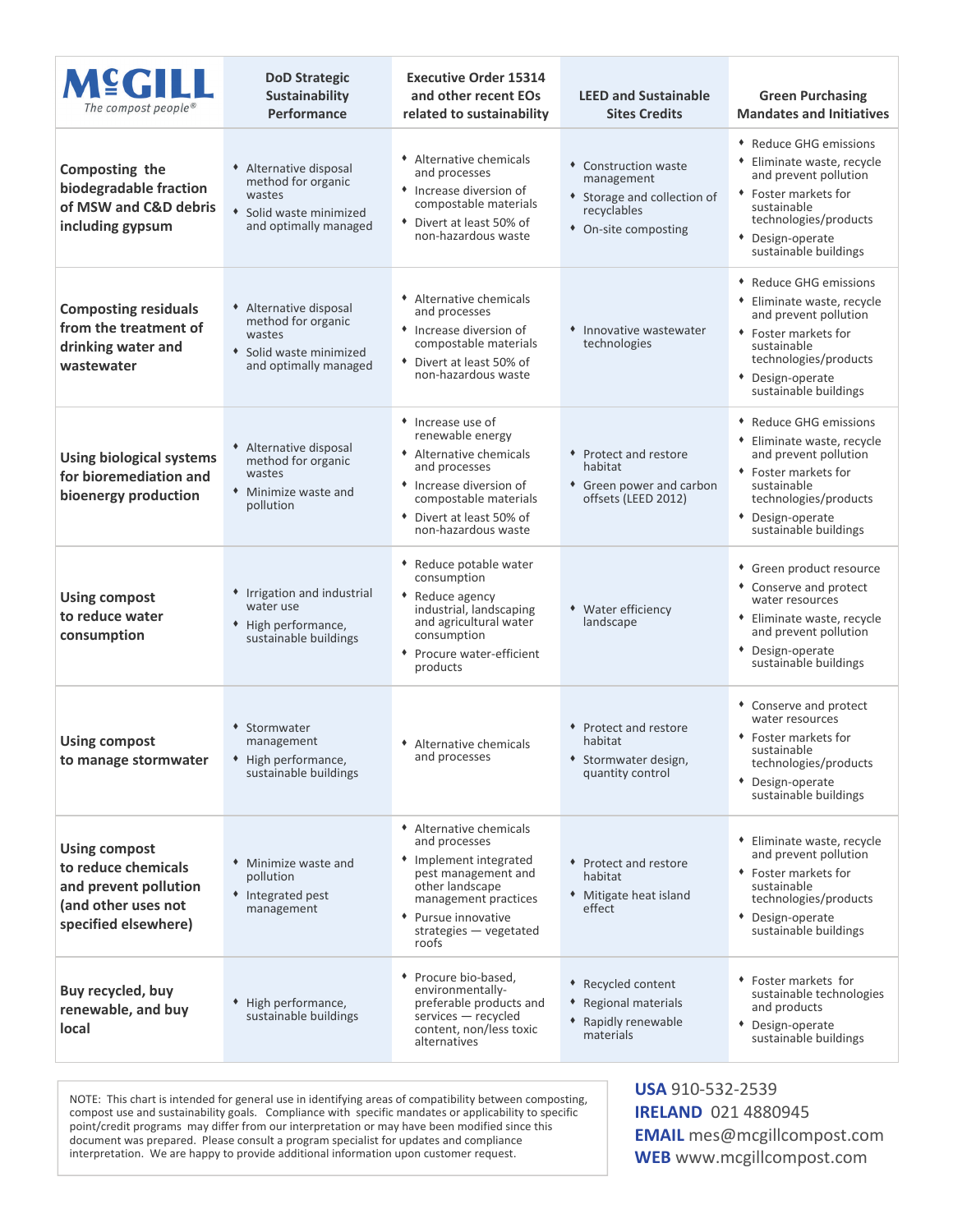| McGILL *The compost people®* | DoD Strategic Sustainability Performance | Executive Order 15314 and other recent EOs related to sustainability | LEED and Sustainable Sites Credits | Green Purchasing Mandates and Initiatives |
|---|---|---|---|---|
| **Composting the biodegradable fraction of MSW and C&D debris including gypsum** | • Alternative disposal method for organic wastes<br>• Solid waste minimized and optimally managed | • Alternative chemicals and processes<br>• Increase diversion of compostable materials<br>• Divert at least 50% of non-hazardous waste | • Construction waste management<br>• Storage and collection of recyclables<br>• On-site composting | • Reduce GHG emissions<br>• Eliminate waste, recycle and prevent pollution<br>• Foster markets for sustainable technologies/products<br>• Design-operate sustainable buildings |
| **Composting residuals from the treatment of drinking water and wastewater** | • Alternative disposal method for organic wastes<br>• Solid waste minimized and optimally managed | • Alternative chemicals and processes<br>• Increase diversion of compostable materials<br>• Divert at least 50% of non-hazardous waste | • Innovative wastewater technologies | • Reduce GHG emissions<br>• Eliminate waste, recycle and prevent pollution<br>• Foster markets for sustainable technologies/products<br>• Design-operate sustainable buildings |
| **Using biological systems for bioremediation and bioenergy production** | • Alternative disposal method for organic wastes<br>• Minimize waste and pollution | • Increase use of renewable energy<br>• Alternative chemicals and processes<br>• Increase diversion of compostable materials<br>• Divert at least 50% of non-hazardous waste | • Protect and restore habitat<br>• Green power and carbon offsets (LEED 2012) | • Reduce GHG emissions<br>• Eliminate waste, recycle and prevent pollution<br>• Foster markets for sustainable technologies/products<br>• Design-operate sustainable buildings |
| **Using compost to reduce water consumption** | • Irrigation and industrial water use<br>• High performance, sustainable buildings | • Reduce potable water consumption<br>• Reduce agency industrial, landscaping and agricultural water consumption<br>• Procure water-efficient products | • Water efficiency landscape | • Green product resource<br>• Conserve and protect water resources<br>• Eliminate waste, recycle and prevent pollution<br>• Design-operate sustainable buildings |
| **Using compost to manage stormwater** | • Stormwater management<br>• High performance, sustainable buildings | • Alternative chemicals and processes | • Protect and restore habitat<br>• Stormwater design, quantity control | • Conserve and protect water resources<br>• Foster markets for sustainable technologies/products<br>• Design-operate sustainable buildings |
| **Using compost to reduce chemicals and prevent pollution (and other uses not specified elsewhere)** | • Minimize waste and pollution<br>• Integrated pest management | • Alternative chemicals and processes<br>• Implement integrated pest management and other landscape management practices<br>• Pursue innovative strategies — vegetated roofs | • Protect and restore habitat<br>• Mitigate heat island effect | • Eliminate waste, recycle and prevent pollution<br>• Foster markets for sustainable technologies/products<br>• Design-operate sustainable buildings |
| **Buy recycled, buy renewable, and buy local** | • High performance, sustainable buildings | • Procure bio-based, environmentally-preferable products and services — recycled content, non/less toxic alternatives | • Recycled content<br>• Regional materials<br>• Rapidly renewable materials | • Foster markets for sustainable technologies and products<br>• Design-operate sustainable buildings |

NOTE: This chart is intended for general use in identifying areas of compatibility between composting, compost use and sustainability goals. Compliance with specific mandates or applicability to specific point/credit programs may differ from our interpretation or may have been modified since this document was prepared. Please consult a program specialist for updates and compliance interpretation. We are happy to provide additional information upon customer request.

**USA** 910-532-2539
**IRELAND** 021 4880945
**EMAIL** mes@mcgillcompost.com
**WEB** www.mcgillcompost.com